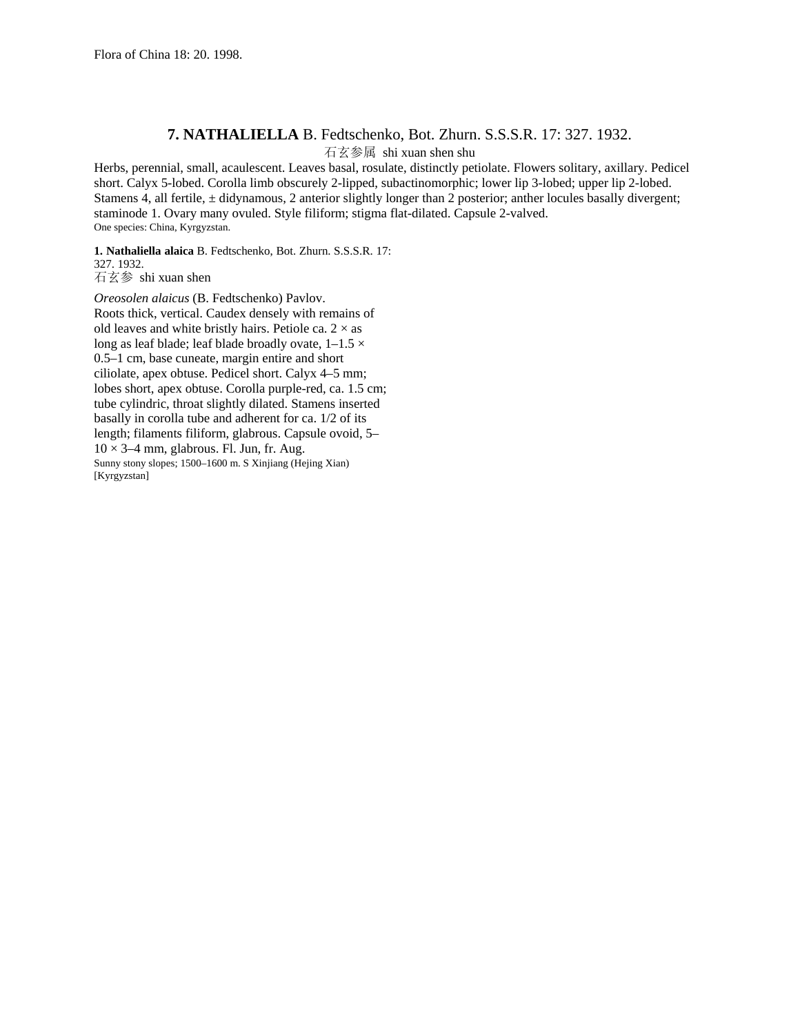Flora of China 18: 20. 1998.

## 7. **NATHALIELLA** B. Fedtschenko, Bot. Zhurn. S.S.S.R. 17: 327. 1932.

石玄参属 shi xuan shen shu

Herbs, perennial, small, acaulescent. Leaves basal, rosulate, distinctly petiolate. Flowers solitary, axillary. Pedicel short. Calyx 5-lobed. Corolla limb obscurely 2-lipped, subactinomorphic; lower lip 3-lobed; upper lip 2-lobed. Stamens 4, all fertile, ± didynamous, 2 anterior slightly longer than 2 posterior; anther locules basally divergent; staminode 1. Ovary many ovuled. Style filiform; stigma flat-dilated. Capsule 2-valved.

One species: China, Kyrgyzstan.

**1. Nathaliella alaica** B. Fedtschenko, Bot. Zhurn. S.S.S.R. 17: 327. 1932.

石玄参 shi xuan shen

*Oreosolen alaicus* (B. Fedtschenko) Pavlov.

Roots thick, vertical. Caudex densely with remains of old leaves and white bristly hairs. Petiole ca. 2 × as long as leaf blade; leaf blade broadly ovate, 1–1.5 × 0.5–1 cm, base cuneate, margin entire and short ciliolate, apex obtuse. Pedicel short. Calyx 4–5 mm; lobes short, apex obtuse. Corolla purple-red, ca. 1.5 cm; tube cylindric, throat slightly dilated. Stamens inserted basally in corolla tube and adherent for ca. 1/2 of its length; filaments filiform, glabrous. Capsule ovoid, 5–10 × 3–4 mm, glabrous. Fl. Jun, fr. Aug.

Sunny stony slopes; 1500–1600 m. S Xinjiang (Hejing Xian) [Kyrgyzstan]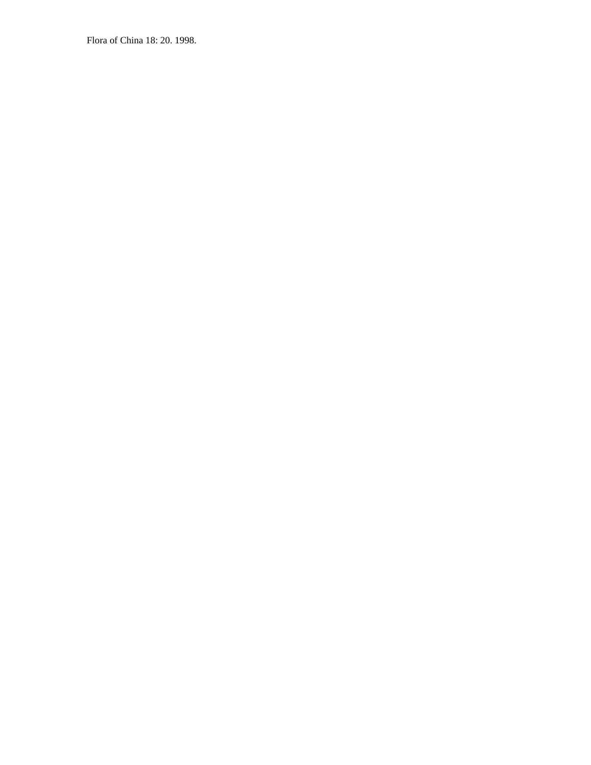Flora of China 18: 20. 1998.